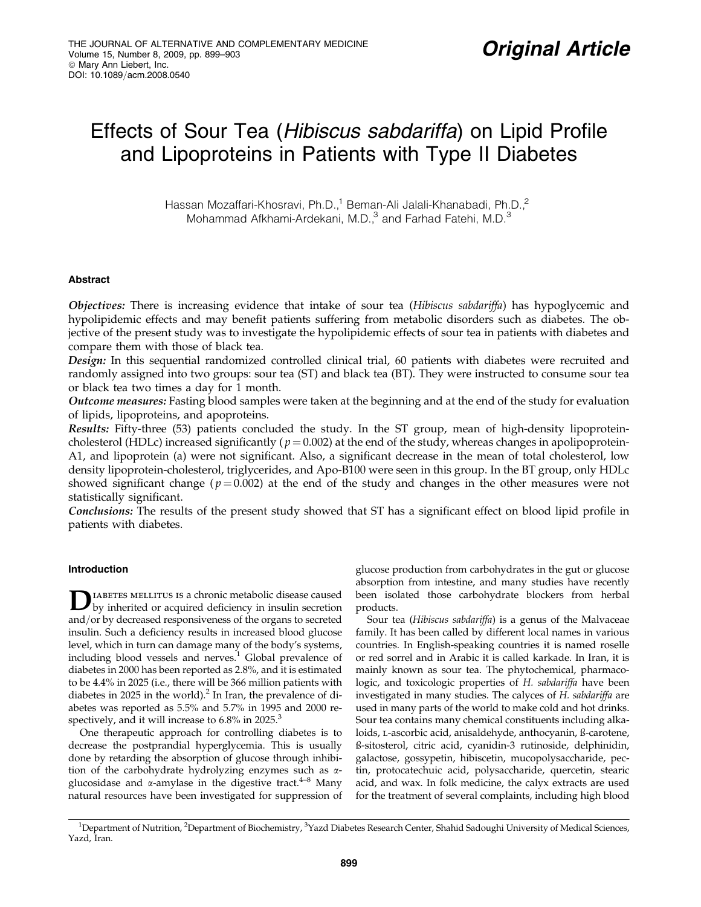# Effects of Sour Tea (*Hibiscus sabdariffa*) on Lipid Profile and Lipoproteins in Patients with Type II Diabetes

Hassan Mozaffari-Khosravi, Ph.D.,[1] Beman-Ali Jalali-Khanabadi, Ph.D.,[2] Mohammad Afkhami-Ardekani, M.D.,[3] and Farhad Fatehi, M.D.[3]

## Abstract

***Objectives:*** There is increasing evidence that intake of sour tea (*Hibiscus sabdariffa*) has hypoglycemic and hypolipidemic effects and may benefit patients suffering from metabolic disorders such as diabetes. The objective of the present study was to investigate the hypolipidemic effects of sour tea in patients with diabetes and compare them with those of black tea.

***Design:*** In this sequential randomized controlled clinical trial, 60 patients with diabetes were recruited and randomly assigned into two groups: sour tea (ST) and black tea (BT). They were instructed to consume sour tea or black tea two times a day for 1 month.

***Outcome measures:*** Fasting blood samples were taken at the beginning and at the end of the study for evaluation of lipids, lipoproteins, and apoproteins.

***Results:*** Fifty-three (53) patients concluded the study. In the ST group, mean of high-density lipoprotein-cholesterol (HDLc) increased significantly ($p = 0.002$) at the end of the study, whereas changes in apolipoprotein-A1, and lipoprotein (a) were not significant. Also, a significant decrease in the mean of total cholesterol, low density lipoprotein-cholesterol, triglycerides, and Apo-B100 were seen in this group. In the BT group, only HDLc showed significant change ($p = 0.002$) at the end of the study and changes in the other measures were not statistically significant.

***Conclusions:*** The results of the present study showed that ST has a significant effect on blood lipid profile in patients with diabetes.

## Introduction

Diabetes mellitus is a chronic metabolic disease caused by inherited or acquired deficiency in insulin secretion and/or by decreased responsiveness of the organs to secreted insulin. Such a deficiency results in increased blood glucose level, which in turn can damage many of the body's systems, including blood vessels and nerves.[1] Global prevalence of diabetes in 2000 has been reported as 2.8%, and it is estimated to be 4.4% in 2025 (i.e., there will be 366 million patients with diabetes in 2025 in the world).[2] In Iran, the prevalence of diabetes was reported as 5.5% and 5.7% in 1995 and 2000 respectively, and it will increase to 6.8% in 2025.[3]

One therapeutic approach for controlling diabetes is to decrease the postprandial hyperglycemia. This is usually done by retarding the absorption of glucose through inhibition of the carbohydrate hydrolyzing enzymes such as α-glucosidase and α-amylase in the digestive tract.[4–8] Many natural resources have been investigated for suppression of glucose production from carbohydrates in the gut or glucose absorption from intestine, and many studies have recently been isolated those carbohydrate blockers from herbal products.

Sour tea (*Hibiscus sabdariffa*) is a genus of the Malvaceae family. It has been called by different local names in various countries. In English-speaking countries it is named roselle or red sorrel and in Arabic it is called karkade. In Iran, it is mainly known as sour tea. The phytochemical, pharmacologic, and toxicologic properties of *H. sabdariffa* have been investigated in many studies. The calyces of *H. sabdariffa* are used in many parts of the world to make cold and hot drinks. Sour tea contains many chemical constituents including alkaloids, L-ascorbic acid, anisaldehyde, anthocyanin, ß-carotene, ß-sitosterol, citric acid, cyanidin-3 rutinoside, delphinidin, galactose, gossypetin, hibiscetin, mucopolysaccharide, pectin, protocatechuic acid, polysaccharide, quercetin, stearic acid, and wax. In folk medicine, the calyx extracts are used for the treatment of several complaints, including high blood

[1]Department of Nutrition, [2]Department of Biochemistry, [3]Yazd Diabetes Research Center, Shahid Sadoughi University of Medical Sciences, Yazd, Iran.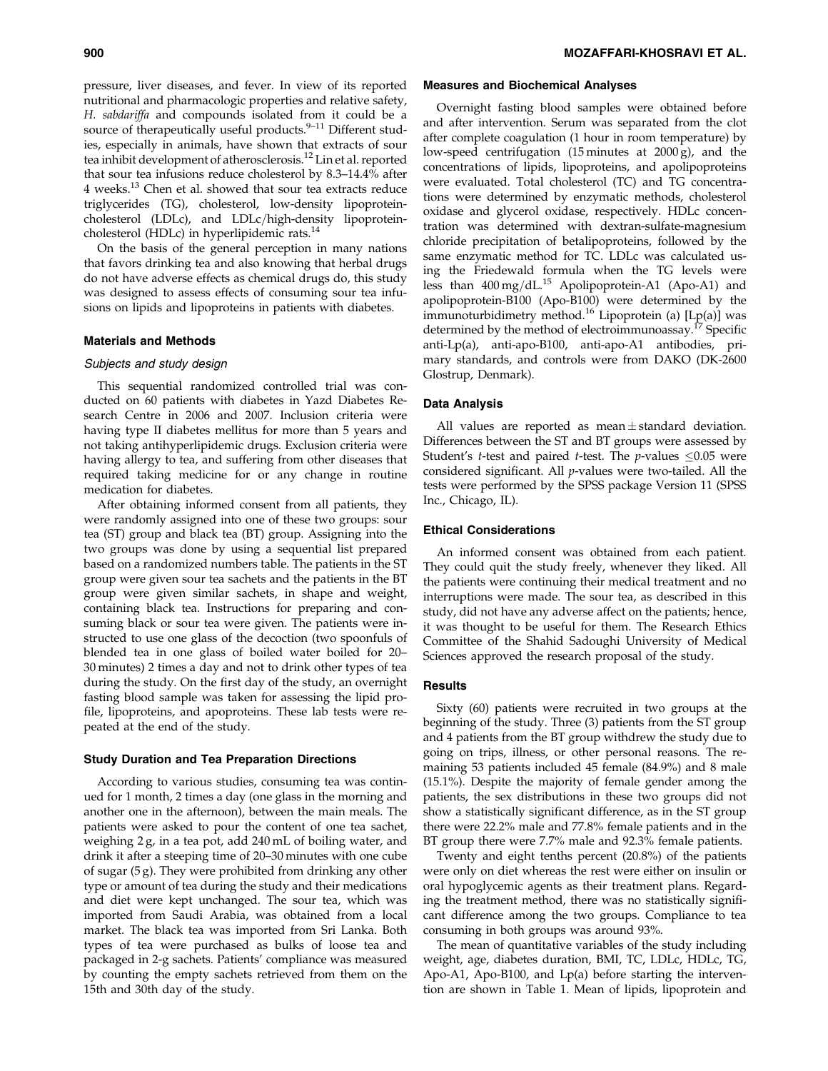pressure, liver diseases, and fever. In view of its reported nutritional and pharmacologic properties and relative safety, *H. sabdariffa* and compounds isolated from it could be a source of therapeutically useful products.[9–11] Different studies, especially in animals, have shown that extracts of sour tea inhibit development of atherosclerosis.[12] Lin et al. reported that sour tea infusions reduce cholesterol by 8.3–14.4% after 4 weeks.[13] Chen et al. showed that sour tea extracts reduce triglycerides (TG), cholesterol, low-density lipoprotein-cholesterol (LDLc), and LDLc/high-density lipoprotein-cholesterol (HDLc) in hyperlipidemic rats.[14]

On the basis of the general perception in many nations that favors drinking tea and also knowing that herbal drugs do not have adverse effects as chemical drugs do, this study was designed to assess effects of consuming sour tea infusions on lipids and lipoproteins in patients with diabetes.

## Materials and Methods

### Subjects and study design

This sequential randomized controlled trial was conducted on 60 patients with diabetes in Yazd Diabetes Research Centre in 2006 and 2007. Inclusion criteria were having type II diabetes mellitus for more than 5 years and not taking antihyperlipidemic drugs. Exclusion criteria were having allergy to tea, and suffering from other diseases that required taking medicine for or any change in routine medication for diabetes.

After obtaining informed consent from all patients, they were randomly assigned into one of these two groups: sour tea (ST) group and black tea (BT) group. Assigning into the two groups was done by using a sequential list prepared based on a randomized numbers table. The patients in the ST group were given sour tea sachets and the patients in the BT group were given similar sachets, in shape and weight, containing black tea. Instructions for preparing and consuming black or sour tea were given. The patients were instructed to use one glass of the decoction (two spoonfuls of blended tea in one glass of boiled water boiled for 20–30 minutes) 2 times a day and not to drink other types of tea during the study. On the first day of the study, an overnight fasting blood sample was taken for assessing the lipid profile, lipoproteins, and apoproteins. These lab tests were repeated at the end of the study.

## Study Duration and Tea Preparation Directions

According to various studies, consuming tea was continued for 1 month, 2 times a day (one glass in the morning and another one in the afternoon), between the main meals. The patients were asked to pour the content of one tea sachet, weighing 2 g, in a tea pot, add 240 mL of boiling water, and drink it after a steeping time of 20–30 minutes with one cube of sugar (5 g). They were prohibited from drinking any other type or amount of tea during the study and their medications and diet were kept unchanged. The sour tea, which was imported from Saudi Arabia, was obtained from a local market. The black tea was imported from Sri Lanka. Both types of tea were purchased as bulks of loose tea and packaged in 2-g sachets. Patients' compliance was measured by counting the empty sachets retrieved from them on the 15th and 30th day of the study.

## Measures and Biochemical Analyses

Overnight fasting blood samples were obtained before and after intervention. Serum was separated from the clot after complete coagulation (1 hour in room temperature) by low-speed centrifugation (15 minutes at 2000 g), and the concentrations of lipids, lipoproteins, and apolipoproteins were evaluated. Total cholesterol (TC) and TG concentrations were determined by enzymatic methods, cholesterol oxidase and glycerol oxidase, respectively. HDLc concentration was determined with dextran-sulfate-magnesium chloride precipitation of betalipoproteins, followed by the same enzymatic method for TC. LDLc was calculated using the Friedewald formula when the TG levels were less than 400 mg/dL.[15] Apolipoprotein-A1 (Apo-A1) and apolipoprotein-B100 (Apo-B100) were determined by the immunoturbidimetry method.[16] Lipoprotein (a) [Lp(a)] was determined by the method of electroimmunoassay.[17] Specific anti-Lp(a), anti-apo-B100, anti-apo-A1 antibodies, primary standards, and controls were from DAKO (DK-2600 Glostrup, Denmark).

## Data Analysis

All values are reported as mean $\pm$ standard deviation. Differences between the ST and BT groups were assessed by Student's *t*-test and paired *t*-test. The *p*-values $\leq 0.05$ were considered significant. All *p*-values were two-tailed. All the tests were performed by the SPSS package Version 11 (SPSS Inc., Chicago, IL).

## Ethical Considerations

An informed consent was obtained from each patient. They could quit the study freely, whenever they liked. All the patients were continuing their medical treatment and no interruptions were made. The sour tea, as described in this study, did not have any adverse affect on the patients; hence, it was thought to be useful for them. The Research Ethics Committee of the Shahid Sadoughi University of Medical Sciences approved the research proposal of the study.

## Results

Sixty (60) patients were recruited in two groups at the beginning of the study. Three (3) patients from the ST group and 4 patients from the BT group withdrew the study due to going on trips, illness, or other personal reasons. The remaining 53 patients included 45 female (84.9%) and 8 male (15.1%). Despite the majority of female gender among the patients, the sex distributions in these two groups did not show a statistically significant difference, as in the ST group there were 22.2% male and 77.8% female patients and in the BT group there were 7.7% male and 92.3% female patients.

Twenty and eight tenths percent (20.8%) of the patients were only on diet whereas the rest were either on insulin or oral hypoglycemic agents as their treatment plans. Regarding the treatment method, there was no statistically significant difference among the two groups. Compliance to tea consuming in both groups was around 93%.

The mean of quantitative variables of the study including weight, age, diabetes duration, BMI, TC, LDLc, HDLc, TG, Apo-A1, Apo-B100, and Lp(a) before starting the intervention are shown in Table 1. Mean of lipids, lipoprotein and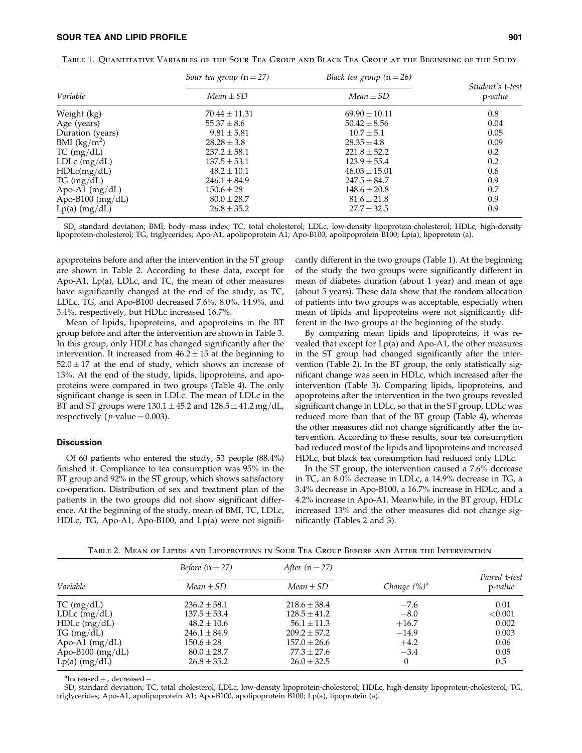Table 1. Quantitative Variables of the Sour Tea Group and Black Tea Group at the Beginning of the Study

| Variable | Sour tea group (n = 27) | Black tea group (n = 26) | Student's t-test |
|---|---|---|---|
| | Mean ± SD | Mean ± SD | p-value |
| Weight (kg) | 70.44 ± 11.31 | 69.90 ± 10.11 | 0.8 |
| Age (years) | 55.37 ± 8.6 | 50.42 ± 8.56 | 0.04 |
| Duration (years) | 9.81 ± 5.81 | 10.7 ± 5.1 | 0.05 |
| BMI (kg/m$^2$) | 28.28 ± 3.8 | 28.35 ± 4.8 | 0.09 |
| TC (mg/dL) | 237.2 ± 58.1 | 221.8 ± 52.2 | 0.2 |
| LDLc (mg/dL) | 137.5 ± 53.1 | 123.9 ± 55.4 | 0.2 |
| HDLc(mg/dL) | 48.2 ± 10.1 | 46.03 ± 15.01 | 0.6 |
| TG (mg/dL) | 246.1 ± 84.9 | 247.5 ± 84.7 | 0.9 |
| Apo-A1 (mg/dL) | 150.6 ± 28 | 148.6 ± 20.8 | 0.7 |
| Apo-B100 (mg/dL) | 80.0 ± 28.7 | 81.6 ± 21.8 | 0.9 |
| Lp(a) (mg/dL) | 26.8 ± 35.2 | 27.7 ± 32.5 | 0.9 |

SD, standard deviation; BMI, body–mass index; TC, total cholesterol; LDLc, low-density lipoprotein-cholesterol; HDLc, high-density lipoprotein-cholesterol; TG, triglycerides; Apo-A1, apolipoprotein A1; Apo-B100, apolipoprotein B100; Lp(a), lipoprotein (a).

apoproteins before and after the intervention in the ST group are shown in Table 2. According to these data, except for Apo-A1, Lp(a), LDLc, and TC, the mean of other measures have significantly changed at the end of the study, as TC, LDLc, TG, and Apo-B100 decreased 7.6%, 8.0%, 14.9%, and 3.4%, respectively, but HDLc increased 16.7%.

Mean of lipids, lipoproteins, and apoproteins in the BT group before and after the intervention are shown in Table 3. In this group, only HDLc has changed significantly after the intervention. It increased from 46.2 ± 15 at the beginning to 52.0 ± 17 at the end of study, which shows an increase of 13%. At the end of the study, lipids, lipoproteins, and apoproteins were compared in two groups (Table 4). The only significant change is seen in LDLc. The mean of LDLc in the BT and ST groups were 130.1 ± 45.2 and 128.5 ± 41.2 mg/dL, respectively ($p$-value = 0.003).

## Discussion

Of 60 patients who entered the study, 53 people (88.4%) finished it. Compliance to tea consumption was 95% in the BT group and 92% in the ST group, which shows satisfactory co-operation. Distribution of sex and treatment plan of the patients in the two groups did not show significant difference. At the beginning of the study, mean of BMI, TC, LDLc, HDLc, TG, Apo-A1, Apo-B100, and Lp(a) were not significantly different in the two groups (Table 1). At the beginning of the study the two groups were significantly different in mean of diabetes duration (about 1 year) and mean of age (about 5 years). These data show that the random allocation of patients into two groups was acceptable, especially when mean of lipids and lipoproteins were not significantly different in the two groups at the beginning of the study.

By comparing mean lipids and lipoproteins, it was revealed that except for Lp(a) and Apo-A1, the other measures in the ST group had changed significantly after the intervention (Table 2). In the BT group, the only statistically significant change was seen in HDLc, which increased after the intervention (Table 3). Comparing lipids, lipoproteins, and apoproteins after the intervention in the two groups revealed significant change in LDLc, so that in the ST group, LDLc was reduced more than that of the BT group (Table 4), whereas the other measures did not change significantly after the intervention. According to these results, sour tea consumption had reduced most of the lipids and lipoproteins and increased HDLc, but black tea consumption had reduced only LDLc.

In the ST group, the intervention caused a 7.6% decrease in TC, an 8.0% decrease in LDLc, a 14.9% decrease in TG, a 3.4% decrease in Apo-B100, a 16.7% increase in HDLc, and a 4.2% increase in Apo-A1. Meanwhile, in the BT group, HDLc increased 13% and the other measures did not change significantly (Tables 2 and 3).

Table 2. Mean of Lipids and Lipoproteins in Sour Tea Group Before and After the Intervention

| Variable | Before (n = 27) | After (n = 27) | Change (%)[a] | Paired t-test |
|---|---|---|---|---|
| | Mean ± SD | Mean ± SD | | p-value |
| TC (mg/dL) | 236.2 ± 58.1 | 218.6 ± 38.4 | −7.6 | 0.01 |
| LDLc (mg/dL) | 137.5 ± 53.4 | 128.5 ± 41.2 | −8.0 | <0.001 |
| HDLc (mg/dL) | 48.2 ± 10.6 | 56.1 ± 11.3 | +16.7 | 0.002 |
| TG (mg/dL) | 246.1 ± 84.9 | 209.2 ± 57.2 | −14.9 | 0.003 |
| Apo-A1 (mg/dL) | 150.6 ± 28 | 157.0 ± 26.6 | +4.2 | 0.06 |
| Apo-B100 (mg/dL) | 80.0 ± 28.7 | 77.3 ± 27.6 | −3.4 | 0.05 |
| Lp(a) (mg/dL) | 26.8 ± 35.2 | 26.0 ± 32.5 | 0 | 0.5 |

[a]Increased +, decreased −.

SD, standard deviation; TC, total cholesterol; LDLc, low-density lipoprotein-cholesterol; HDLc, high-density lipoprotein-cholesterol; TG, triglycerides; Apo-A1, apolipoprotein A1; Apo-B100, apolipoprotein B100; Lp(a), lipoprotein (a).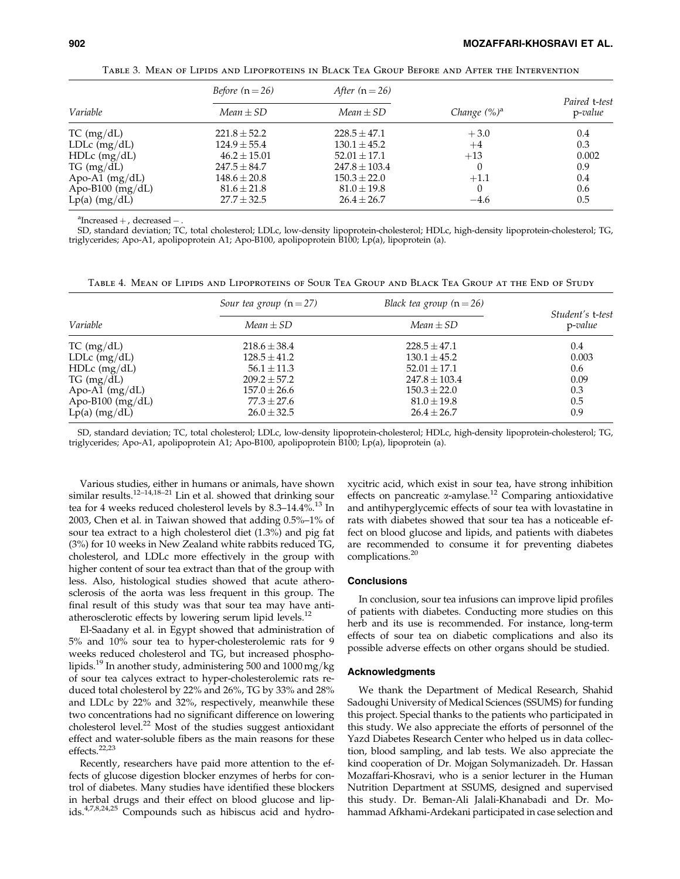Table 3. Mean of Lipids and Lipoproteins in Black Tea Group Before and After the Intervention

| Variable | Before (n = 26) Mean ± SD | After (n = 26) Mean ± SD | Change (%)[a] | Paired t-test p-value |
|---|---|---|---|---|
| TC (mg/dL) | 221.8 ± 52.2 | 228.5 ± 47.1 | + 3.0 | 0.4 |
| LDLc (mg/dL) | 124.9 ± 55.4 | 130.1 ± 45.2 | +4 | 0.3 |
| HDLc (mg/dL) | 46.2 ± 15.01 | 52.01 ± 17.1 | +13 | 0.002 |
| TG (mg/dL) | 247.5 ± 84.7 | 247.8 ± 103.4 | 0 | 0.9 |
| Apo-A1 (mg/dL) | 148.6 ± 20.8 | 150.3 ± 22.0 | +1.1 | 0.4 |
| Apo-B100 (mg/dL) | 81.6 ± 21.8 | 81.0 ± 19.8 | 0 | 0.6 |
| Lp(a) (mg/dL) | 27.7 ± 32.5 | 26.4 ± 26.7 | −4.6 | 0.5 |

[a]Increased +, decreased −.

SD, standard deviation; TC, total cholesterol; LDLc, low-density lipoprotein-cholesterol; HDLc, high-density lipoprotein-cholesterol; TG, triglycerides; Apo-A1, apolipoprotein A1; Apo-B100, apolipoprotein B100; Lp(a), lipoprotein (a).

Table 4. Mean of Lipids and Lipoproteins of Sour Tea Group and Black Tea Group at the End of Study

| Variable | Sour tea group (n = 27) Mean ± SD | Black tea group (n = 26) Mean ± SD | Student's t-test p-value |
|---|---|---|---|
| TC (mg/dL) | 218.6 ± 38.4 | 228.5 ± 47.1 | 0.4 |
| LDLc (mg/dL) | 128.5 ± 41.2 | 130.1 ± 45.2 | 0.003 |
| HDLc (mg/dL) | 56.1 ± 11.3 | 52.01 ± 17.1 | 0.6 |
| TG (mg/dL) | 209.2 ± 57.2 | 247.8 ± 103.4 | 0.09 |
| Apo-A1 (mg/dL) | 157.0 ± 26.6 | 150.3 ± 22.0 | 0.3 |
| Apo-B100 (mg/dL) | 77.3 ± 27.6 | 81.0 ± 19.8 | 0.5 |
| Lp(a) (mg/dL) | 26.0 ± 32.5 | 26.4 ± 26.7 | 0.9 |

SD, standard deviation; TC, total cholesterol; LDLc, low-density lipoprotein-cholesterol; HDLc, high-density lipoprotein-cholesterol; TG, triglycerides; Apo-A1, apolipoprotein A1; Apo-B100, apolipoprotein B100; Lp(a), lipoprotein (a).

Various studies, either in humans or animals, have shown similar results.[12–14,18–21] Lin et al. showed that drinking sour tea for 4 weeks reduced cholesterol levels by 8.3–14.4%.[13] In 2003, Chen et al. in Taiwan showed that adding 0.5%–1% of sour tea extract to a high cholesterol diet (1.3%) and pig fat (3%) for 10 weeks in New Zealand white rabbits reduced TG, cholesterol, and LDLc more effectively in the group with higher content of sour tea extract than that of the group with less. Also, histological studies showed that acute atherosclerosis of the aorta was less frequent in this group. The final result of this study was that sour tea may have antiatherosclerotic effects by lowering serum lipid levels.[12]

El-Saadany et al. in Egypt showed that administration of 5% and 10% sour tea to hyper-cholesterolemic rats for 9 weeks reduced cholesterol and TG, but increased phospholipids.[19] In another study, administering 500 and 1000 mg/kg of sour tea calyces extract to hyper-cholesterolemic rats reduced total cholesterol by 22% and 26%, TG by 33% and 28% and LDLc by 22% and 32%, respectively, meanwhile these two concentrations had no significant difference on lowering cholesterol level.[22] Most of the studies suggest antioxidant effect and water-soluble fibers as the main reasons for these effects.[22,23]

Recently, researchers have paid more attention to the effects of glucose digestion blocker enzymes of herbs for control of diabetes. Many studies have identified these blockers in herbal drugs and their effect on blood glucose and lipids.[4,7,8,24,25] Compounds such as hibiscus acid and hydroxycitric acid, which exist in sour tea, have strong inhibition effects on pancreatic α-amylase.[12] Comparing antioxidative and antihyperglycemic effects of sour tea with lovastatine in rats with diabetes showed that sour tea has a noticeable effect on blood glucose and lipids, and patients with diabetes are recommended to consume it for preventing diabetes complications.[20]

## Conclusions

In conclusion, sour tea infusions can improve lipid profiles of patients with diabetes. Conducting more studies on this herb and its use is recommended. For instance, long-term effects of sour tea on diabetic complications and also its possible adverse effects on other organs should be studied.

## Acknowledgments

We thank the Department of Medical Research, Shahid Sadoughi University of Medical Sciences (SSUMS) for funding this project. Special thanks to the patients who participated in this study. We also appreciate the efforts of personnel of the Yazd Diabetes Research Center who helped us in data collection, blood sampling, and lab tests. We also appreciate the kind cooperation of Dr. Mojgan Solymanizadeh. Dr. Hassan Mozaffari-Khosravi, who is a senior lecturer in the Human Nutrition Department at SSUMS, designed and supervised this study. Dr. Beman-Ali Jalali-Khanabadi and Dr. Mohammad Afkhami-Ardekani participated in case selection and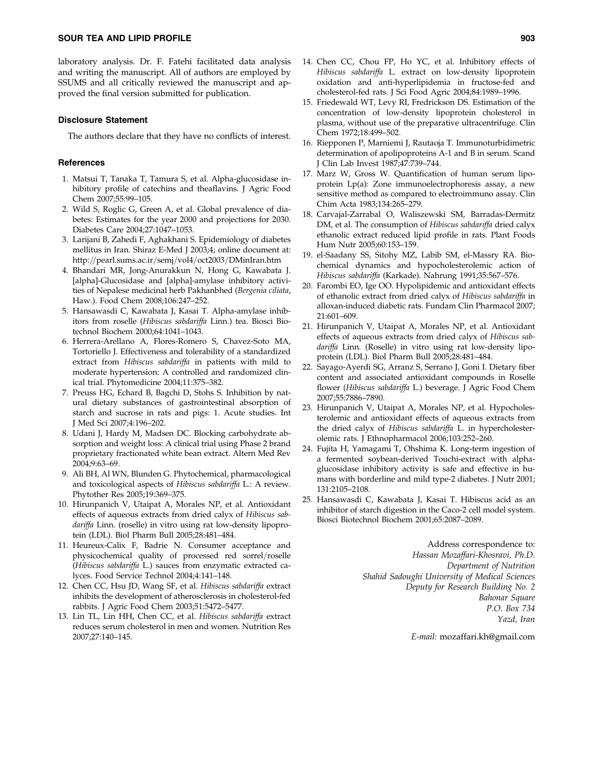laboratory analysis. Dr. F. Fatehi facilitated data analysis and writing the manuscript. All of authors are employed by SSUMS and all critically reviewed the manuscript and approved the final version submitted for publication.

### Disclosure Statement

The authors declare that they have no conflicts of interest.

### References

1. Matsui T, Tanaka T, Tamura S, et al. Alpha-glucosidase inhibitory profile of catechins and theaflavins. J Agric Food Chem 2007;55:99–105.
2. Wild S, Roglic G, Green A, et al. Global prevalence of diabetes: Estimates for the year 2000 and projections for 2030. Diabetes Care 2004;27:1047–1053.
3. Larijani B, Zahedi F, Aghakhani S. Epidemiology of diabetes mellitus in Iran. Shiraz E-Med J 2003;4; online document at: http://pearl.sums.ac.ir/semj/vol4/oct2003/DMinIran.htm
4. Bhandari MR, Jong-Anurakkun N, Hong G, Kawabata J. [alpha]-Glucosidase and [alpha]-amylase inhibitory activities of Nepalese medicinal herb Pakhanbhed (*Bergenia ciliata*, Haw.). Food Chem 2008;106:247–252.
5. Hansawasdi C, Kawabata J, Kasai T. Alpha-amylase inhibitors from roselle (*Hibiscus sabdariffa* Linn.) tea. Biosci Biotechnol Biochem 2000;64:1041–1043.
6. Herrera-Arellano A, Flores-Romero S, Chavez-Soto MA, Tortoriello J. Effectiveness and tolerability of a standardized extract from *Hibiscus sabdariffa* in patients with mild to moderate hypertension: A controlled and randomized clinical trial. Phytomedicine 2004;11:375–382.
7. Preuss HG, Echard B, Bagchi D, Stohs S. Inhibition by natural dietary substances of gastrointestinal absorption of starch and sucrose in rats and pigs: 1. Acute studies. Int J Med Sci 2007;4:196–202.
8. Udani J, Hardy M, Madsen DC. Blocking carbohydrate absorption and weight loss: A clinical trial using Phase 2 brand proprietary fractionated white bean extract. Altern Med Rev 2004;9:63–69.
9. Ali BH, Al WN, Blunden G. Phytochemical, pharmacological and toxicological aspects of *Hibiscus sabdariffa* L.: A review. Phytother Res 2005;19:369–375.
10. Hirunpanich V, Utaipat A, Morales NP, et al. Antioxidant effects of aqueous extracts from dried calyx of *Hibiscus sabdariffa* Linn. (roselle) in vitro using rat low-density lipoprotein (LDL). Biol Pharm Bull 2005;28:481–484.
11. Heureux-Calix F, Badrie N. Consumer acceptance and physicochemical quality of processed red sorrel/roselle (*Hibiscus sabdariffa* L.) sauces from enzymatic extracted calyces. Food Service Technol 2004;4:141–148.
12. Chen CC, Hsu JD, Wang SF, et al. *Hibiscus sabdariffa* extract inhibits the development of atherosclerosis in cholesterol-fed rabbits. J Agric Food Chem 2003;51:5472–5477.
13. Lin TL, Lin HH, Chen CC, et al. *Hibiscus sabdariffa* extract reduces serum cholesterol in men and women. Nutrition Res 2007;27:140–145.
14. Chen CC, Chou FP, Ho YC, et al. Inhibitory effects of *Hibiscus sabdariffa* L. extract on low-density lipoprotein oxidation and anti-hyperlipidemia in fructose-fed and cholesterol-fed rats. J Sci Food Agric 2004;84:1989–1996.
15. Friedewald WT, Levy RI, Fredrickson DS. Estimation of the concentration of low-density lipoprotein cholesterol in plasma, without use of the preparative ultracentrifuge. Clin Chem 1972;18:499–502.
16. Riepponen P, Marniemi J, Rautaoja T. Immunoturbidimetric determination of apolipoproteins A-1 and B in serum. Scand J Clin Lab Invest 1987;47:739–744.
17. Marz W, Gross W. Quantification of human serum lipoprotein Lp(a): Zone immunoelectrophoresis assay, a new sensitive method as compared to electroimmuno assay. Clin Chim Acta 1983;134:265–279.
18. Carvajal-Zarrabal O, Waliszewski SM, Barradas-Dermitz DM, et al. The consumption of *Hibiscus sabdariffa* dried calyx ethanolic extract reduced lipid profile in rats. Plant Foods Hum Nutr 2005;60:153–159.
19. el-Saadany SS, Sitohy MZ, Labib SM, el-Massry RA. Biochemical dynamics and hypocholesterolemic action of *Hibiscus sabdariffa* (Karkade). Nahrung 1991;35:567–576.
20. Farombi EO, Ige OO. Hypolipidemic and antioxidant effects of ethanolic extract from dried calyx of *Hibiscus sabdariffa* in alloxan-induced diabetic rats. Fundam Clin Pharmacol 2007; 21:601–609.
21. Hirunpanich V, Utaipat A, Morales NP, et al. Antioxidant effects of aqueous extracts from dried calyx of *Hibiscus sabdariffa* Linn. (Roselle) in vitro using rat low-density lipoprotein (LDL). Biol Pharm Bull 2005;28:481–484.
22. Sayago-Ayerdi SG, Arranz S, Serrano J, Goni I. Dietary fiber content and associated antioxidant compounds in Roselle flower (*Hibiscus sabdariffa* L.) beverage. J Agric Food Chem 2007;55:7886–7890.
23. Hirunpanich V, Utaipat A, Morales NP, et al. Hypocholesterolemic and antioxidant effects of aqueous extracts from the dried calyx of *Hibiscus sabdariffa* L. in hypercholesterolemic rats. J Ethnopharmacol 2006;103:252–260.
24. Fujita H, Yamagami T, Ohshima K. Long-term ingestion of a fermented soybean-derived Touchi-extract with alpha-glucosidase inhibitory activity is safe and effective in humans with borderline and mild type-2 diabetes. J Nutr 2001; 131:2105–2108.
25. Hansawasdi C, Kawabata J, Kasai T. Hibiscus acid as an inhibitor of starch digestion in the Caco-2 cell model system. Biosci Biotechnol Biochem 2001;65:2087–2089.

Address correspondence to:
*Hassan Mozaffari-Khosravi, Ph.D.*
*Department of Nutrition*
*Shahid Sadoughi University of Medical Sciences*
*Deputy for Research Building No. 2*
*Bahonar Square*
*P.O. Box 734*
*Yazd, Iran*

*E-mail:* mozaffari.kh@gmail.com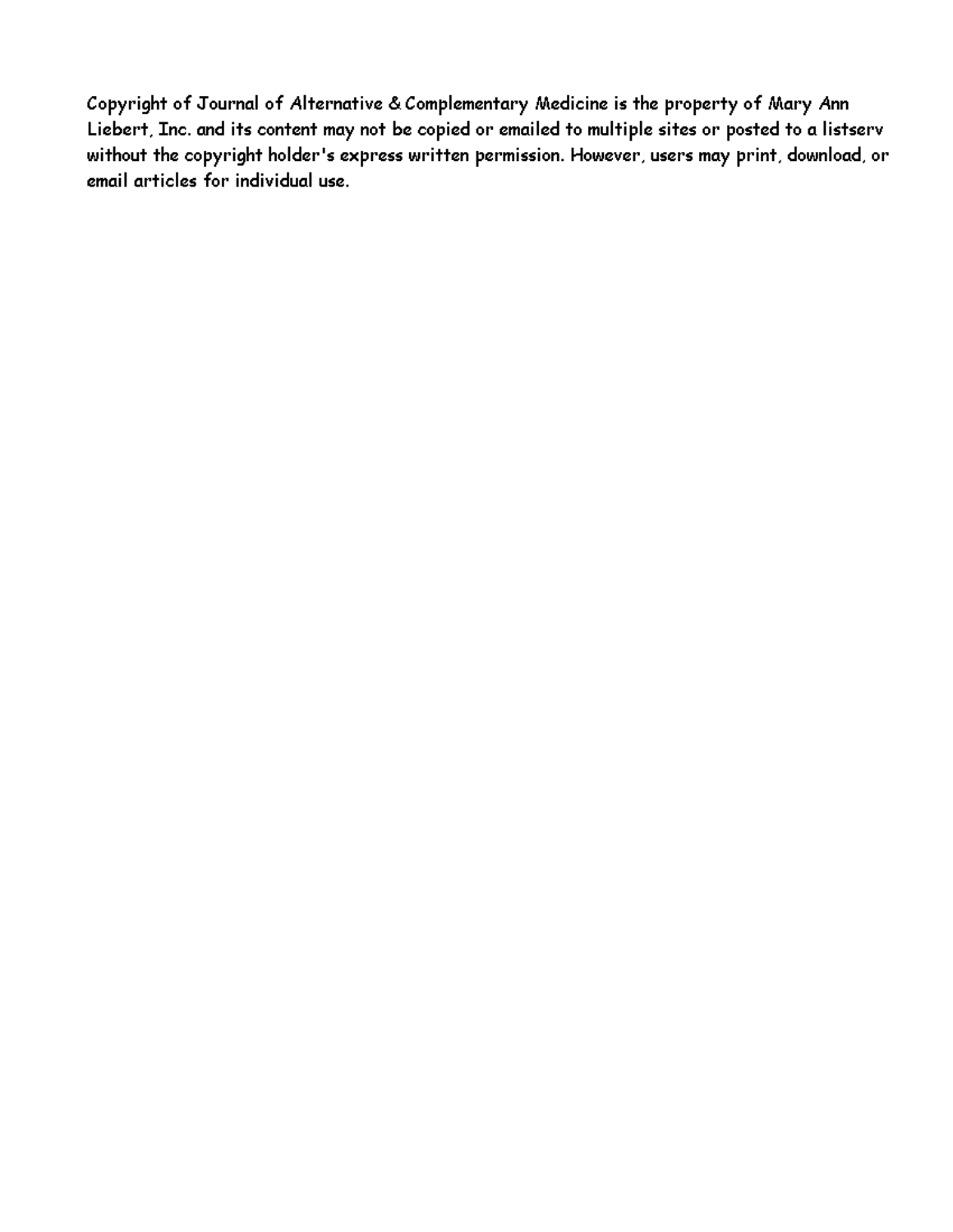Copyright of Journal of Alternative & Complementary Medicine is the property of Mary Ann Liebert, Inc. and its content may not be copied or emailed to multiple sites or posted to a listserv without the copyright holder's express written permission. However, users may print, download, or email articles for individual use.